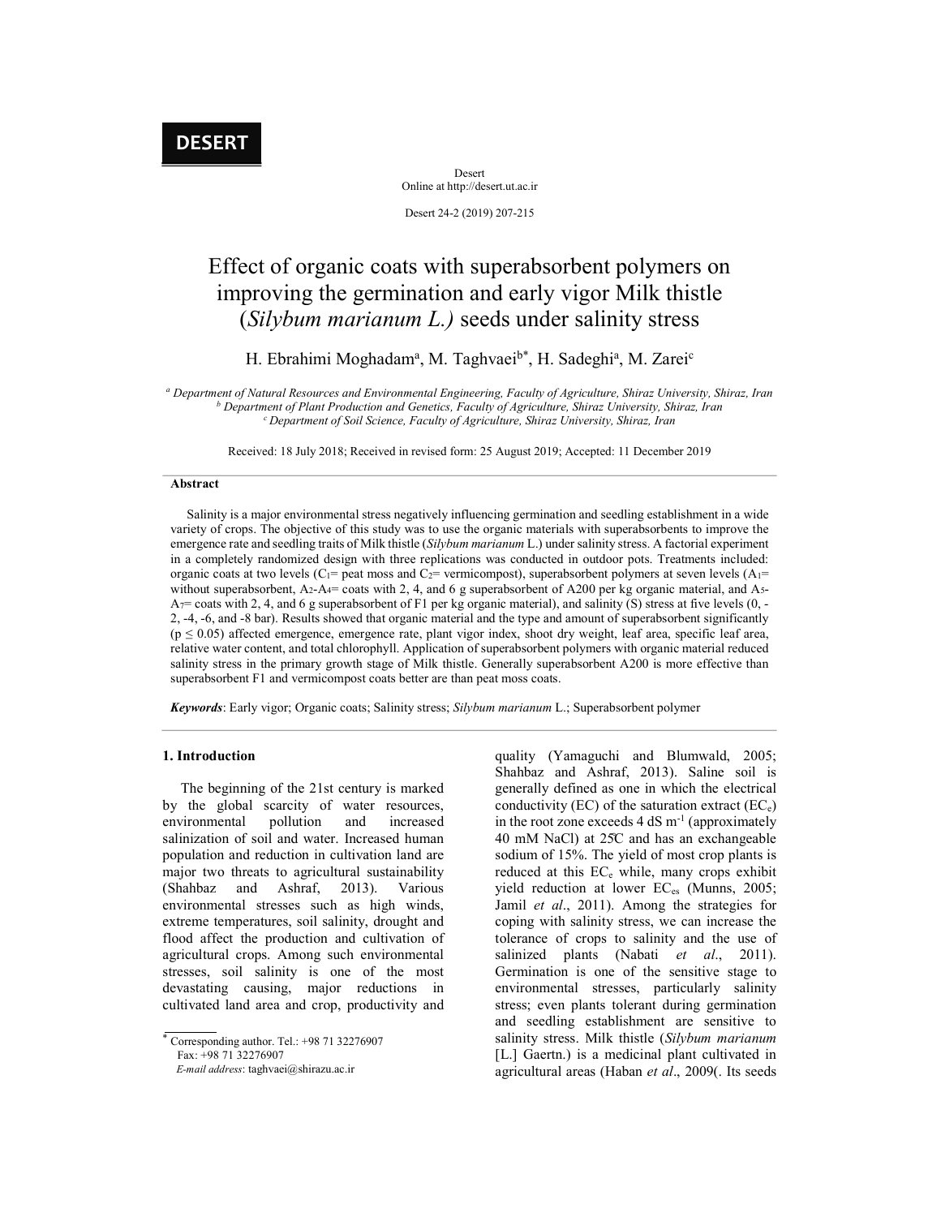**DESERT**

Desert
Online at http://desert.ut.ac.ir

Desert 24-2 (2019) 207-215

# Effect of organic coats with superabsorbent polymers on improving the germination and early vigor Milk thistle (*Silybum marianum L.)* seeds under salinity stress

H. Ebrahimi Moghadam[a], M. Taghvaei[b*], H. Sadeghi[a], M. Zarei[c]

[a] *Department of Natural Resources and Environmental Engineering, Faculty of Agriculture, Shiraz University, Shiraz, Iran*
[b] *Department of Plant Production and Genetics, Faculty of Agriculture, Shiraz University, Shiraz, Iran*
[c] *Department of Soil Science, Faculty of Agriculture, Shiraz University, Shiraz, Iran*

Received: 18 July 2018; Received in revised form: 25 August 2019; Accepted: 11 December 2019

### Abstract

Salinity is a major environmental stress negatively influencing germination and seedling establishment in a wide variety of crops. The objective of this study was to use the organic materials with superabsorbents to improve the emergence rate and seedling traits of Milk thistle (*Silybum marianum* L.) under salinity stress. A factorial experiment in a completely randomized design with three replications was conducted in outdoor pots. Treatments included: organic coats at two levels ($C_1$= peat moss and $C_2$= vermicompost), superabsorbent polymers at seven levels ($A_1$= without superabsorbent, $A_2$-$A_4$= coats with 2, 4, and 6 g superabsorbent of A200 per kg organic material, and $A_5$-$A_7$= coats with 2, 4, and 6 g superabsorbent of F1 per kg organic material), and salinity (S) stress at five levels (0, -2, -4, -6, and -8 bar). Results showed that organic material and the type and amount of superabsorbent significantly ($p \leq 0.05$) affected emergence, emergence rate, plant vigor index, shoot dry weight, leaf area, specific leaf area, relative water content, and total chlorophyll. Application of superabsorbent polymers with organic material reduced salinity stress in the primary growth stage of Milk thistle. Generally superabsorbent A200 is more effective than superabsorbent F1 and vermicompost coats better are than peat moss coats.

***Keywords***: Early vigor; Organic coats; Salinity stress; *Silybum marianum* L.; Superabsorbent polymer

## 1. Introduction

The beginning of the 21st century is marked by the global scarcity of water resources, environmental pollution and increased salinization of soil and water. Increased human population and reduction in cultivation land are major two threats to agricultural sustainability (Shahbaz and Ashraf, 2013). Various environmental stresses such as high winds, extreme temperatures, soil salinity, drought and flood affect the production and cultivation of agricultural crops. Among such environmental stresses, soil salinity is one of the most devastating causing, major reductions in cultivated land area and crop, productivity and quality (Yamaguchi and Blumwald, 2005; Shahbaz and Ashraf, 2013). Saline soil is generally defined as one in which the electrical conductivity (EC) of the saturation extract ($EC_e$) in the root zone exceeds 4 dS $m^{-1}$ (approximately 40 mM NaCl) at 25̊C and has an exchangeable sodium of 15%. The yield of most crop plants is reduced at this $EC_e$ while, many crops exhibit yield reduction at lower $EC_{es}$ (Munns, 2005; Jamil *et al*., 2011). Among the strategies for coping with salinity stress, we can increase the tolerance of crops to salinity and the use of salinized plants (Nabati *et al*., 2011). Germination is one of the sensitive stage to environmental stresses, particularly salinity stress; even plants tolerant during germination and seedling establishment are sensitive to salinity stress. Milk thistle (*Silybum marianum* [L.] Gaertn.) is a medicinal plant cultivated in agricultural areas (Haban *et al*., 2009(. Its seeds

* Corresponding author. Tel.: +98 71 32276907
Fax: +98 71 32276907
*E-mail address*: taghvaei@shirazu.ac.ir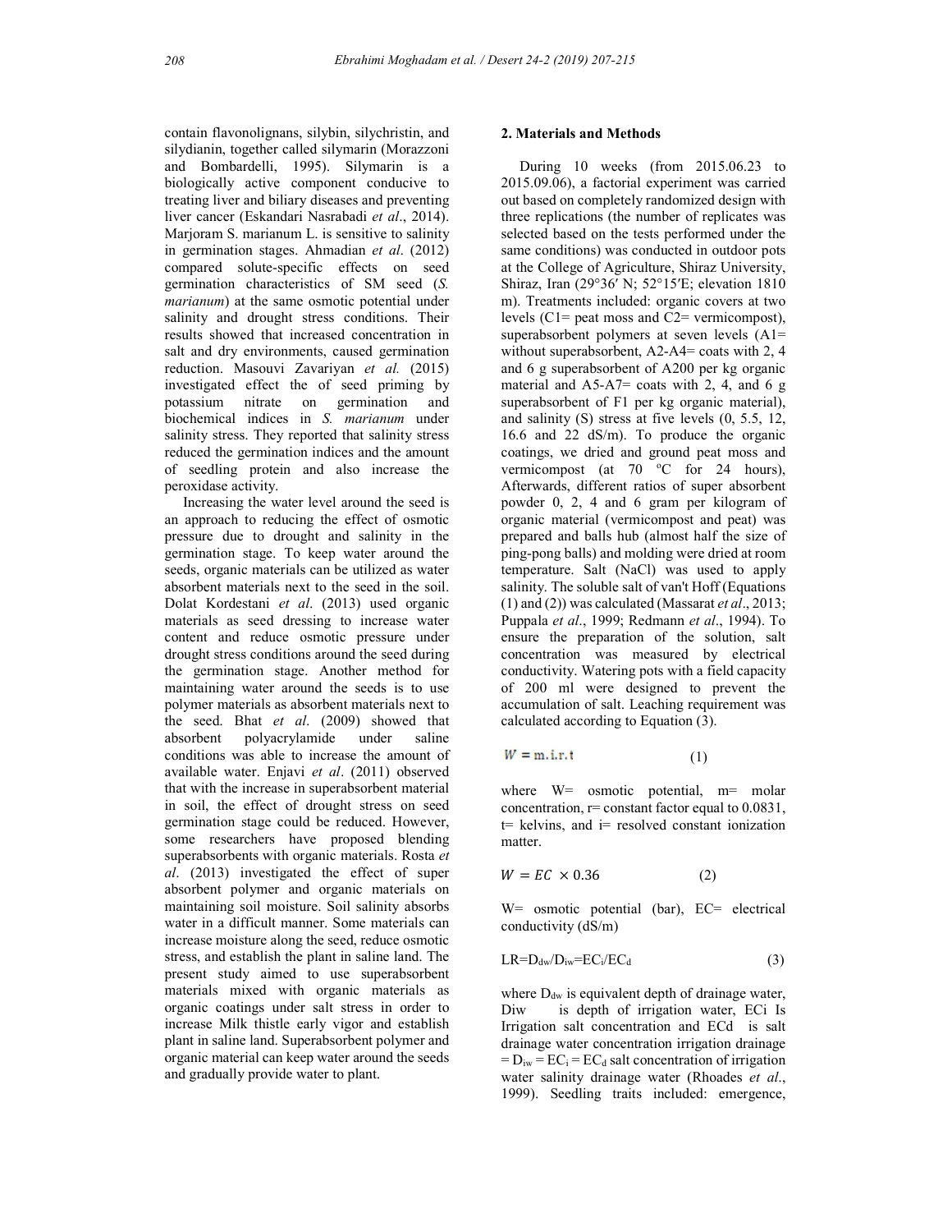contain flavonolignans, silybin, silychristin, and silydianin, together called silymarin (Morazzoni and Bombardelli, 1995). Silymarin is a biologically active component conducive to treating liver and biliary diseases and preventing liver cancer (Eskandari Nasrabadi *et al*., 2014). Marjoram S. marianum L. is sensitive to salinity in germination stages. Ahmadian *et al*. (2012) compared solute-specific effects on seed germination characteristics of SM seed (*S. marianum*) at the same osmotic potential under salinity and drought stress conditions. Their results showed that increased concentration in salt and dry environments, caused germination reduction. Masouvi Zavariyan *et al.* (2015) investigated effect the of seed priming by potassium nitrate on germination and biochemical indices in *S. marianum* under salinity stress. They reported that salinity stress reduced the germination indices and the amount of seedling protein and also increase the peroxidase activity.

Increasing the water level around the seed is an approach to reducing the effect of osmotic pressure due to drought and salinity in the germination stage. To keep water around the seeds, organic materials can be utilized as water absorbent materials next to the seed in the soil. Dolat Kordestani *et al*. (2013) used organic materials as seed dressing to increase water content and reduce osmotic pressure under drought stress conditions around the seed during the germination stage. Another method for maintaining water around the seeds is to use polymer materials as absorbent materials next to the seed. Bhat *et al*. (2009) showed that absorbent polyacrylamide under saline conditions was able to increase the amount of available water. Enjavi *et al*. (2011) observed that with the increase in superabsorbent material in soil, the effect of drought stress on seed germination stage could be reduced. However, some researchers have proposed blending superabsorbents with organic materials. Rosta *et al*. (2013) investigated the effect of super absorbent polymer and organic materials on maintaining soil moisture. Soil salinity absorbs water in a difficult manner. Some materials can increase moisture along the seed, reduce osmotic stress, and establish the plant in saline land. The present study aimed to use superabsorbent materials mixed with organic materials as organic coatings under salt stress in order to increase Milk thistle early vigor and establish plant in saline land. Superabsorbent polymer and organic material can keep water around the seeds and gradually provide water to plant.

## 2. Materials and Methods

During 10 weeks (from 2015.06.23 to 2015.09.06), a factorial experiment was carried out based on completely randomized design with three replications (the number of replicates was selected based on the tests performed under the same conditions) was conducted in outdoor pots at the College of Agriculture, Shiraz University, Shiraz, Iran (29°36′ N; 52°15′E; elevation 1810 m). Treatments included: organic covers at two levels (C1= peat moss and C2= vermicompost), superabsorbent polymers at seven levels (A1= without superabsorbent, A2-A4= coats with 2, 4 and 6 g superabsorbent of A200 per kg organic material and A5-A7= coats with 2, 4, and 6 g superabsorbent of F1 per kg organic material), and salinity (S) stress at five levels (0, 5.5, 12, 16.6 and 22 dS/m). To produce the organic coatings, we dried and ground peat moss and vermicompost (at 70 ºC for 24 hours), Afterwards, different ratios of super absorbent powder 0, 2, 4 and 6 gram per kilogram of organic material (vermicompost and peat) was prepared and balls hub (almost half the size of ping-pong balls) and molding were dried at room temperature. Salt (NaCl) was used to apply salinity. The soluble salt of van't Hoff (Equations (1) and (2)) was calculated (Massarat *et al*., 2013; Puppala *et al*., 1999; Redmann *et al*., 1994). To ensure the preparation of the solution, salt concentration was measured by electrical conductivity. Watering pots with a field capacity of 200 ml were designed to prevent the accumulation of salt. Leaching requirement was calculated according to Equation (3).

$$W = \mathrm{m.i.r.t} \qquad (1)$$

where W= osmotic potential, m= molar concentration, r= constant factor equal to 0.0831, t= kelvins, and i= resolved constant ionization matter.

$$W = EC \times 0.36 \qquad (2)$$

W= osmotic potential (bar), EC= electrical conductivity (dS/m)

$$LR = D_{dw}/D_{iw} = EC_i/EC_d \qquad (3)$$

where $D_{dw}$ is equivalent depth of drainage water, Diw is depth of irrigation water, ECi Is Irrigation salt concentration and ECd is salt drainage water concentration irrigation drainage $= D_{iw} = EC_i = EC_d$ salt concentration of irrigation water salinity drainage water (Rhoades *et al*., 1999). Seedling traits included: emergence,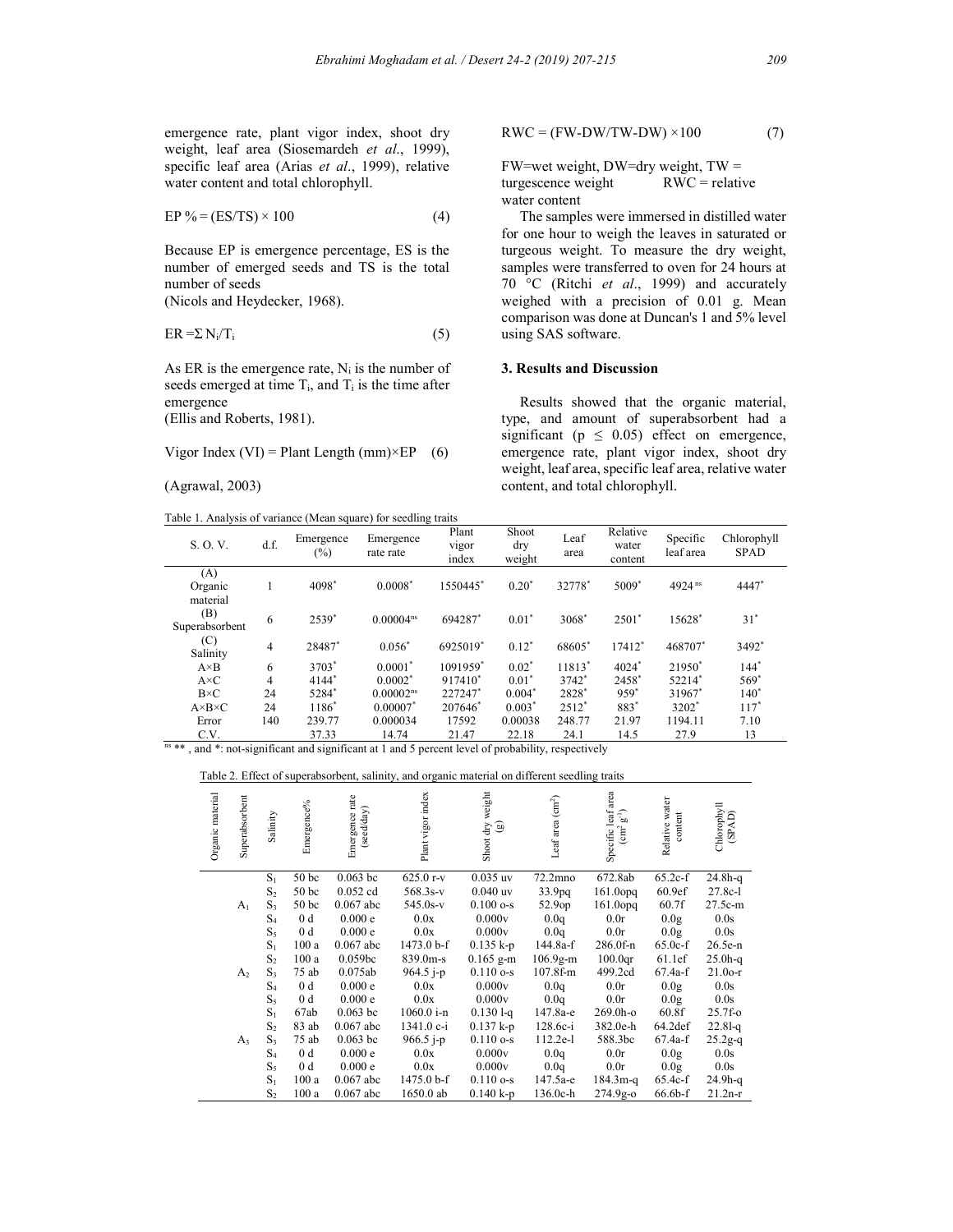emergence rate, plant vigor index, shoot dry weight, leaf area (Siosemardeh *et al*., 1999), specific leaf area (Arias *et al*., 1999), relative water content and total chlorophyll.

$$EP\,\% = (ES/TS) \times 100 \quad (4)$$

Because EP is emergence percentage, ES is the number of emerged seeds and TS is the total number of seeds
(Nicols and Heydecker, 1968).

$$ER = \Sigma N_i/T_i \quad (5)$$

As ER is the emergence rate, $N_i$ is the number of seeds emerged at time $T_i$, and $T_i$ is the time after emergence
(Ellis and Roberts, 1981).

$$\text{Vigor Index (VI)} = \text{Plant Length (mm)} \times EP \quad (6)$$

(Agrawal, 2003)

$$RWC = (FW\text{-}DW/TW\text{-}DW) \times 100 \quad (7)$$

FW=wet weight, DW=dry weight, TW = turgescence weight RWC = relative water content

The samples were immersed in distilled water for one hour to weigh the leaves in saturated or turgeous weight. To measure the dry weight, samples were transferred to oven for 24 hours at 70 °C (Ritchi *et al*., 1999) and accurately weighed with a precision of 0.01 g. Mean comparison was done at Duncan's 1 and 5% level using SAS software.

## 3. Results and Discussion

Results showed that the organic material, type, and amount of superabsorbent had a significant ($p \leq 0.05$) effect on emergence, emergence rate, plant vigor index, shoot dry weight, leaf area, specific leaf area, relative water content, and total chlorophyll.

Table 1. Analysis of variance (Mean square) for seedling traits

| S. O. V. | d.f. | Emergence (%) | Emergence rate rate | Plant vigor index | Shoot dry weight | Leaf area | Relative water content | Specific leaf area | Chlorophyll SPAD |
|---|---|---|---|---|---|---|---|---|---|
| (A) Organic material | 1 | 4098* | 0.0008* | 1550445* | 0.20* | 32778* | 5009* | 4924 ns | 4447* |
| (B) Superabsorbent | 6 | 2539* | 0.00004ns | 694287* | 0.01* | 3068* | 2501* | 15628* | 31* |
| (C) Salinity | 4 | 28487* | 0.056* | 6925019* | 0.12* | 68605* | 17412* | 468707* | 3492* |
| A×B | 6 | 3703* | 0.0001* | 1091959* | 0.02* | 11813* | 4024* | 21950* | 144* |
| A×C | 4 | 4144* | 0.0002* | 917410* | 0.01* | 3742* | 2458* | 52214* | 569* |
| B×C | 24 | 5284* | 0.00002ns | 227247* | 0.004* | 2828* | 959* | 31967* | 140* |
| A×B×C | 24 | 1186* | 0.00007* | 207646* | 0.003* | 2512* | 883* | 3202* | 117* |
| Error | 140 | 239.77 | 0.000034 | 17592 | 0.00038 | 248.77 | 21.97 | 1194.11 | 7.10 |
| C.V. | | 37.33 | 14.74 | 21.47 | 22.18 | 24.1 | 14.5 | 27.9 | 13 |

ns **, and *: not-significant and significant at 1 and 5 percent level of probability, respectively

Table 2. Effect of superabsorbent, salinity, and organic material on different seedling traits

| Organic material | Superabsorbent | Salinity | Emergence% | Emergence rate (seed/day) | Plant vigor index | Shoot dry weight (g) | Leaf area (cm²) | Specific leaf area (cm² g⁻¹) | Relative water content | Chlorophyll (SPAD) |
|---|---|---|---|---|---|---|---|---|---|---|
| | | $S_1$ | 50 bc | 0.063 bc | 625.0 r-v | 0.035 uv | 72.2mno | 672.8ab | 65.2c-f | 24.8h-q |
| | | $S_2$ | 50 bc | 0.052 cd | 568.3s-v | 0.040 uv | 33.9pq | 161.0opq | 60.9ef | 27.8c-l |
| | $A_1$ | $S_3$ | 50 bc | 0.067 abc | 545.0s-v | 0.100 o-s | 52.9op | 161.0opq | 60.7f | 27.5c-m |
| | | $S_4$ | 0 d | 0.000 e | 0.0x | 0.000v | 0.0q | 0.0r | 0.0g | 0.0s |
| | | $S_5$ | 0 d | 0.000 e | 0.0x | 0.000v | 0.0q | 0.0r | 0.0g | 0.0s |
| | | $S_1$ | 100 a | 0.067 abc | 1473.0 b-f | 0.135 k-p | 144.8a-f | 286.0f-n | 65.0c-f | 26.5e-n |
| | | $S_2$ | 100 a | 0.059bc | 839.0m-s | 0.165 g-m | 106.9g-m | 100.0qr | 61.1ef | 25.0h-q |
| | $A_2$ | $S_3$ | 75 ab | 0.075ab | 964.5 j-p | 0.110 o-s | 107.8f-m | 499.2cd | 67.4a-f | 21.0o-r |
| | | $S_4$ | 0 d | 0.000 e | 0.0x | 0.000v | 0.0q | 0.0r | 0.0g | 0.0s |
| | | $S_5$ | 0 d | 0.000 e | 0.0x | 0.000v | 0.0q | 0.0r | 0.0g | 0.0s |
| | | $S_1$ | 67ab | 0.063 bc | 1060.0 i-n | 0.130 l-q | 147.8a-e | 269.0h-o | 60.8f | 25.7f-o |
| | | $S_2$ | 83 ab | 0.067 abc | 1341.0 c-i | 0.137 k-p | 128.6c-i | 382.0e-h | 64.2def | 22.8l-q |
| | $A_3$ | $S_3$ | 75 ab | 0.063 bc | 966.5 j-p | 0.110 o-s | 112.2e-l | 588.3bc | 67.4a-f | 25.2g-q |
| | | $S_4$ | 0 d | 0.000 e | 0.0x | 0.000v | 0.0q | 0.0r | 0.0g | 0.0s |
| | | $S_5$ | 0 d | 0.000 e | 0.0x | 0.000v | 0.0q | 0.0r | 0.0g | 0.0s |
| | | $S_1$ | 100 a | 0.067 abc | 1475.0 b-f | 0.110 o-s | 147.5a-e | 184.3m-q | 65.4c-f | 24.9h-q |
| | | $S_2$ | 100 a | 0.067 abc | 1650.0 ab | 0.140 k-p | 136.0c-h | 274.9g-o | 66.6b-f | 21.2n-r |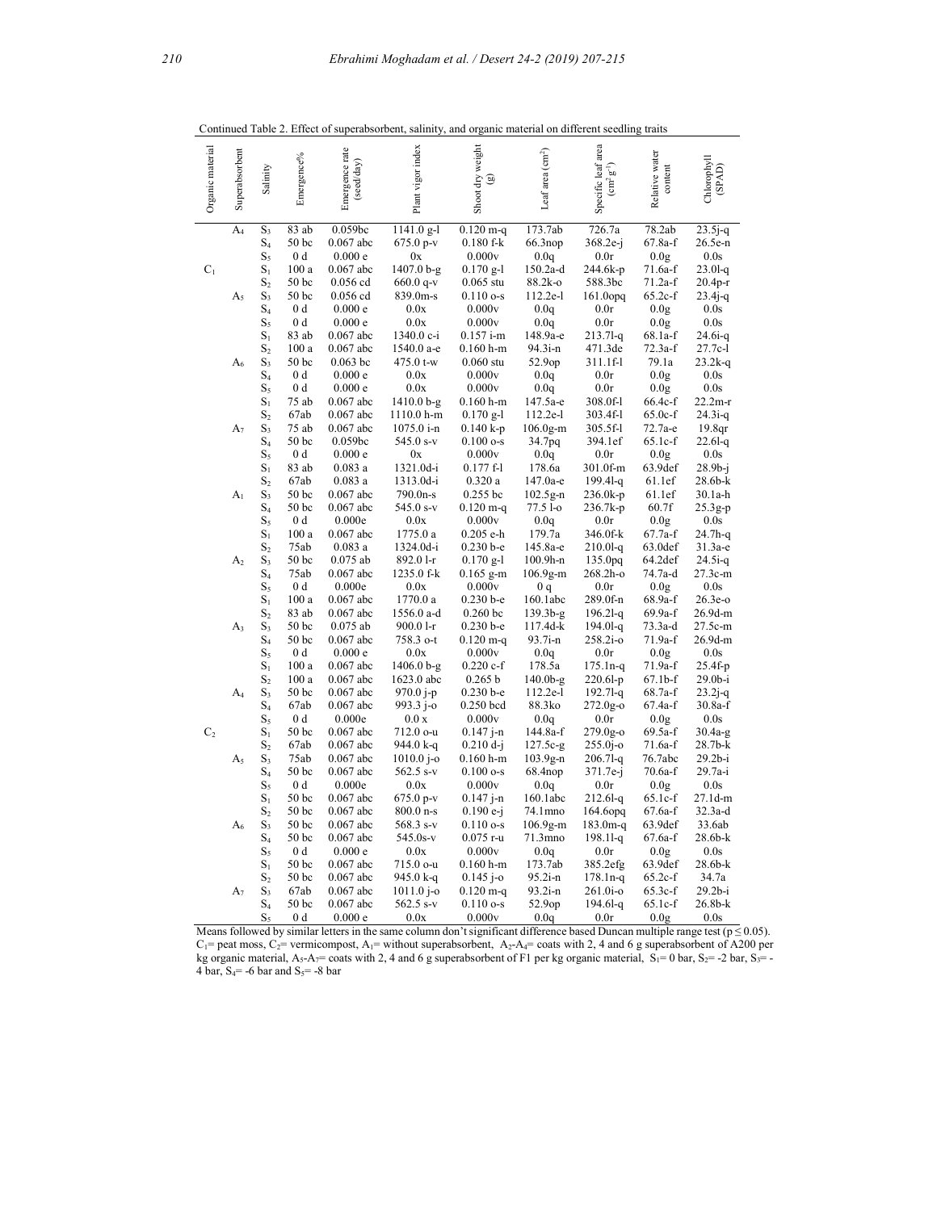Continued Table 2. Effect of superabsorbent, salinity, and organic material on different seedling traits

| Organic material | Superabsorbent | Salinity | Emergence% | Emergence rate (seed/day) | Plant vigor index | Shoot dry weight (g) | Leaf area (cm[2]) | Specific leaf area (cm[2] g[-1]) | Relative water content | Chlorophyll (SPAD) |
|---|---|---|---|---|---|---|---|---|---|---|
| | A₄ | S₃ | 83 ab | 0.059bc | 1141.0 g-l | 0.120 m-q | 173.7ab | 726.7a | 78.2ab | 23.5j-q |
| | | S₄ | 50 bc | 0.067 abc | 675.0 p-v | 0.180 f-k | 66.3nop | 368.2e-j | 67.8a-f | 26.5e-n |
| | | S₅ | 0 d | 0.000 e | 0x | 0.000v | 0.0q | 0.0r | 0.0g | 0.0s |
| C₁ | | S₁ | 100 a | 0.067 abc | 1407.0 b-g | 0.170 g-l | 150.2a-d | 244.6k-p | 71.6a-f | 23.0l-q |
| | | S₂ | 50 bc | 0.056 cd | 660.0 q-v | 0.065 stu | 88.2k-o | 588.3bc | 71.2a-f | 20.4p-r |
| | A₅ | S₃ | 50 bc | 0.056 cd | 839.0m-s | 0.110 o-s | 112.2e-l | 161.0opq | 65.2c-f | 23.4j-q |
| | | S₄ | 0 d | 0.000 e | 0.0x | 0.000v | 0.0q | 0.0r | 0.0g | 0.0s |
| | | S₅ | 0 d | 0.000 e | 0.0x | 0.000v | 0.0q | 0.0r | 0.0g | 0.0s |
| | | S₁ | 83 ab | 0.067 abc | 1340.0 c-i | 0.157 i-m | 148.9a-e | 213.7l-q | 68.1a-f | 24.6i-q |
| | | S₂ | 100 a | 0.067 abc | 1540.0 a-e | 0.160 h-m | 94.3i-n | 471.3de | 72.3a-f | 27.7c-l |
| | A₆ | S₃ | 50 bc | 0.063 bc | 475.0 t-w | 0.060 stu | 52.9op | 311.1f-l | 79.1a | 23.2k-q |
| | | S₄ | 0 d | 0.000 e | 0.0x | 0.000v | 0.0q | 0.0r | 0.0g | 0.0s |
| | | S₅ | 0 d | 0.000 e | 0.0x | 0.000v | 0.0q | 0.0r | 0.0g | 0.0s |
| | | S₁ | 75 ab | 0.067 abc | 1410.0 b-g | 0.160 h-m | 147.5a-e | 308.0f-l | 66.4c-f | 22.2m-r |
| | | S₂ | 67ab | 0.067 abc | 1110.0 h-m | 0.170 g-l | 112.2e-l | 303.4f-l | 65.0c-f | 24.3i-q |
| | A₇ | S₃ | 75 ab | 0.067 abc | 1075.0 i-n | 0.140 k-p | 106.0g-m | 305.5f-l | 72.7a-e | 19.8qr |
| | | S₄ | 50 bc | 0.059bc | 545.0 s-v | 0.100 o-s | 34.7pq | 394.1ef | 65.1c-f | 22.6l-q |
| | | S₅ | 0 d | 0.000 e | 0x | 0.000v | 0.0q | 0.0r | 0.0g | 0.0s |
| | | S₁ | 83 ab | 0.083 a | 1321.0d-i | 0.177 f-l | 178.6a | 301.0f-m | 63.9def | 28.9b-j |
| | | S₂ | 67ab | 0.083 a | 1313.0d-i | 0.320 a | 147.0a-e | 199.4l-q | 61.1ef | 28.6b-k |
| | A₁ | S₃ | 50 bc | 0.067 abc | 790.0n-s | 0.255 bc | 102.5g-n | 236.0k-p | 61.1ef | 30.1a-h |
| | | S₄ | 50 bc | 0.067 abc | 545.0 s-v | 0.120 m-q | 77.5 l-o | 236.7k-p | 60.7f | 25.3g-p |
| | | S₅ | 0 d | 0.000e | 0.0x | 0.000v | 0.0q | 0.0r | 0.0g | 0.0s |
| | | S₁ | 100 a | 0.067 abc | 1775.0 a | 0.205 e-h | 179.7a | 346.0f-k | 67.7a-f | 24.7h-q |
| | | S₂ | 75ab | 0.083 a | 1324.0d-i | 0.230 b-e | 145.8a-e | 210.0l-q | 63.0def | 31.3a-e |
| | A₂ | S₃ | 50 bc | 0.075 ab | 892.0 l-r | 0.170 g-l | 100.9h-n | 135.0pq | 64.2def | 24.5i-q |
| | | S₄ | 75ab | 0.067 abc | 1235.0 f-k | 0.165 g-m | 106.9g-m | 268.2h-o | 74.7a-d | 27.3c-m |
| | | S₅ | 0 d | 0.000e | 0.0x | 0.000v | 0 q | 0.0r | 0.0g | 0.0s |
| | | S₁ | 100 a | 0.067 abc | 1770.0 a | 0.230 b-e | 160.1abc | 289.0f-n | 68.9a-f | 26.3e-o |
| | | S₂ | 83 ab | 0.067 abc | 1556.0 a-d | 0.260 bc | 139.3b-g | 196.2l-q | 69.9a-f | 26.9d-m |
| | A₃ | S₃ | 50 bc | 0.075 ab | 900.0 l-r | 0.230 b-e | 117.4d-k | 194.0l-q | 73.3a-d | 27.5c-m |
| | | S₄ | 50 bc | 0.067 abc | 758.3 o-t | 0.120 m-q | 93.7i-n | 258.2i-o | 71.9a-f | 26.9d-m |
| | | S₅ | 0 d | 0.000 e | 0.0x | 0.000v | 0.0q | 0.0r | 0.0g | 0.0s |
| | | S₁ | 100 a | 0.067 abc | 1406.0 b-g | 0.220 c-f | 178.5a | 175.1n-q | 71.9a-f | 25.4f-p |
| | | S₂ | 100 a | 0.067 abc | 1623.0 abc | 0.265 b | 140.0b-g | 220.6l-p | 67.1b-f | 29.0b-i |
| | A₄ | S₃ | 50 bc | 0.067 abc | 970.0 j-p | 0.230 b-e | 112.2e-l | 192.7l-q | 68.7a-f | 23.2j-q |
| | | S₄ | 67ab | 0.067 abc | 993.3 j-o | 0.250 bcd | 88.3ko | 272.0g-o | 67.4a-f | 30.8a-f |
| | | S₅ | 0 d | 0.000e | 0.0 x | 0.000v | 0.0q | 0.0r | 0.0g | 0.0s |
| C₂ | | S₁ | 50 bc | 0.067 abc | 712.0 o-u | 0.147 j-n | 144.8a-f | 279.0g-o | 69.5a-f | 30.4a-g |
| | | S₂ | 67ab | 0.067 abc | 944.0 k-q | 0.210 d-j | 127.5c-g | 255.0j-o | 71.6a-f | 28.7b-k |
| | A₅ | S₃ | 75ab | 0.067 abc | 1010.0 j-o | 0.160 h-m | 103.9g-n | 206.7l-q | 76.7abc | 29.2b-i |
| | | S₄ | 50 bc | 0.067 abc | 562.5 s-v | 0.100 o-s | 68.4nop | 371.7e-j | 70.6a-f | 29.7a-i |
| | | S₅ | 0 d | 0.000e | 0.0x | 0.000v | 0.0q | 0.0r | 0.0g | 0.0s |
| | | S₁ | 50 bc | 0.067 abc | 675.0 p-v | 0.147 j-n | 160.1abc | 212.6l-q | 65.1c-f | 27.1d-m |
| | | S₂ | 50 bc | 0.067 abc | 800.0 n-s | 0.190 e-j | 74.1mno | 164.6opq | 67.6a-f | 32.3a-d |
| | A₆ | S₃ | 50 bc | 0.067 abc | 568.3 s-v | 0.110 o-s | 106.9g-m | 183.0m-q | 63.9def | 33.6ab |
| | | S₄ | 50 bc | 0.067 abc | 545.0s-v | 0.075 r-u | 71.3mno | 198.1l-q | 67.6a-f | 28.6b-k |
| | | S₅ | 0 d | 0.000 e | 0.0x | 0.000v | 0.0q | 0.0r | 0.0g | 0.0s |
| | | S₁ | 50 bc | 0.067 abc | 715.0 o-u | 0.160 h-m | 173.7ab | 385.2efg | 63.9def | 28.6b-k |
| | | S₂ | 50 bc | 0.067 abc | 945.0 k-q | 0.145 j-o | 95.2i-n | 178.1n-q | 65.2c-f | 34.7a |
| | A₇ | S₃ | 67ab | 0.067 abc | 1011.0 j-o | 0.120 m-q | 93.2i-n | 261.0i-o | 65.3c-f | 29.2b-i |
| | | S₄ | 50 bc | 0.067 abc | 562.5 s-v | 0.110 o-s | 52.9op | 194.6l-q | 65.1c-f | 26.8b-k |
| | | S₅ | 0 d | 0.000 e | 0.0x | 0.000v | 0.0q | 0.0r | 0.0g | 0.0s |

Means followed by similar letters in the same column don't significant difference based Duncan multiple range test ($p \leq 0.05$). $C_1$= peat moss, $C_2$= vermicompost, $A_1$= without superabsorbent, $A_2$-$A_4$= coats with 2, 4 and 6 g superabsorbent of A200 per kg organic material, $A_5$-$A_7$= coats with 2, 4 and 6 g superabsorbent of F1 per kg organic material, $S_1$= 0 bar, $S_2$= -2 bar, $S_3$= -4 bar, $S_4$= -6 bar and $S_5$= -8 bar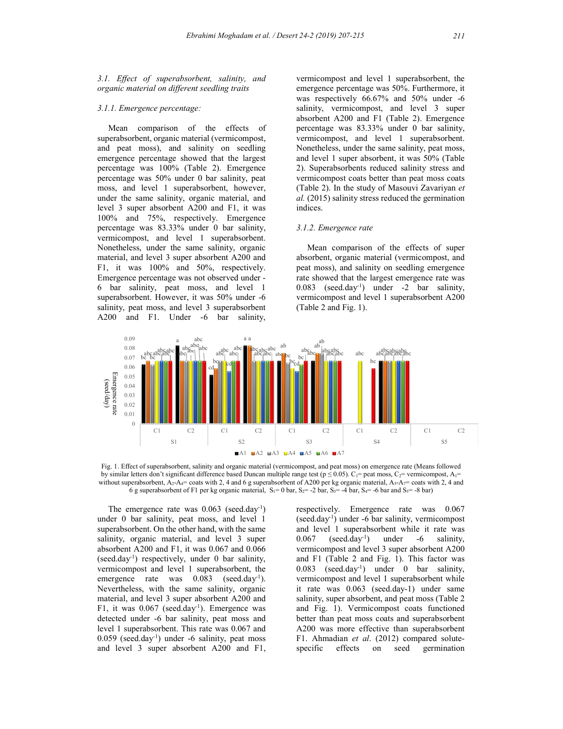### 3.1. Effect of superabsorbent, salinity, and organic material on different seedling traits

#### 3.1.1. Emergence percentage:

Mean comparison of the effects of superabsorbent, organic material (vermicompost, and peat moss), and salinity on seedling emergence percentage showed that the largest percentage was 100% (Table 2). Emergence percentage was 50% under 0 bar salinity, peat moss, and level 1 superabsorbent, however, under the same salinity, organic material, and level 3 super absorbent A200 and F1, it was 100% and 75%, respectively. Emergence percentage was 83.33% under 0 bar salinity, vermicompost, and level 1 superabsorbent. Nonetheless, under the same salinity, organic material, and level 3 super absorbent A200 and F1, it was 100% and 50%, respectively. Emergence percentage was not observed under -6 bar salinity, peat moss, and level 1 superabsorbent. However, it was 50% under -6 salinity, peat moss, and level 3 superabsorbent A200 and F1. Under -6 bar salinity, vermicompost and level 1 superabsorbent, the emergence percentage was 50%. Furthermore, it was respectively 66.67% and 50% under -6 salinity, vermicompost, and level 3 super absorbent A200 and F1 (Table 2). Emergence percentage was 83.33% under 0 bar salinity, vermicompost, and level 1 superabsorbent. Nonetheless, under the same salinity, peat moss, and level 1 super absorbent, it was 50% (Table 2). Superabsorbents reduced salinity stress and vermicompost coats better than peat moss coats (Table 2). In the study of Masouvi Zavariyan *et al.* (2015) salinity stress reduced the germination indices.

#### 3.1.2. Emergence rate

Mean comparison of the effects of super absorbent, organic material (vermicompost, and peat moss), and salinity on seedling emergence rate showed that the largest emergence rate was 0.083 (seed.day$^{-1}$) under -2 bar salinity, vermicompost and level 1 superabsorbent A200 (Table 2 and Fig. 1).

Fig. 1. Effect of superabsorbent, salinity and organic material (vermicompost, and peat moss) on emergence rate (Means followed by similar letters don't significant difference based Duncan multiple range test ($p \leq 0.05$). $C_1$= peat moss, $C_2$= vermicompost, $A_1$= without superabsorbent, $A_2$-$A_4$= coats with 2, 4 and 6 g superabsorbent of A200 per kg organic material, $A_5$-$A_7$= coats with 2, 4 and 6 g superabsorbent of F1 per kg organic material, $S_1$= 0 bar, $S_2$= -2 bar, $S_3$= -4 bar, $S_4$= -6 bar and $S_5$= -8 bar)

The emergence rate was 0.063 (seed.day$^{-1}$) under 0 bar salinity, peat moss, and level 1 superabsorbent. On the other hand, with the same salinity, organic material, and level 3 super absorbent A200 and F1, it was 0.067 and 0.066 (seed.day$^{-1}$) respectively, under 0 bar salinity, vermicompost and level 1 superabsorbent, the emergence rate was 0.083 (seed.day$^{-1}$). Nevertheless, with the same salinity, organic material, and level 3 super absorbent A200 and F1, it was 0.067 (seed.day$^{-1}$). Emergence was detected under -6 bar salinity, peat moss and level 1 superabsorbent. This rate was 0.067 and 0.059 (seed.day$^{-1}$) under -6 salinity, peat moss and level 3 super absorbent A200 and F1, respectively. Emergence rate was 0.067 (seed.day$^{-1}$) under -6 bar salinity, vermicompost and level 1 superabsorbent while it rate was 0.067 (seed.day$^{-1}$) under -6 salinity, vermicompost and level 3 super absorbent A200 and F1 (Table 2 and Fig. 1). This factor was 0.083 (seed.day$^{-1}$) under 0 bar salinity, vermicompost and level 1 superabsorbent while it rate was 0.063 (seed.day-1) under same salinity, super absorbent, and peat moss (Table 2 and Fig. 1). Vermicompost coats functioned better than peat moss coats and superabsorbent A200 was more effective than superabsorbent F1. Ahmadian *et al*. (2012) compared solute-specific effects on seed germination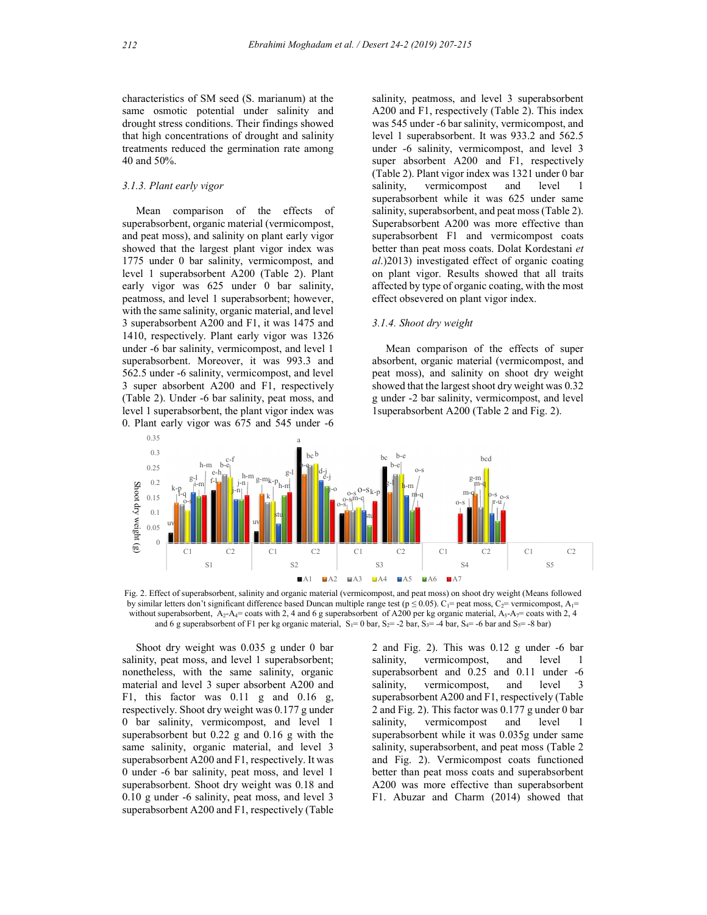characteristics of SM seed (S. marianum) at the same osmotic potential under salinity and drought stress conditions. Their findings showed that high concentrations of drought and salinity treatments reduced the germination rate among 40 and 50%.

### 3.1.3. Plant early vigor

Mean comparison of the effects of superabsorbent, organic material (vermicompost, and peat moss), and salinity on plant early vigor showed that the largest plant vigor index was 1775 under 0 bar salinity, vermicompost, and level 1 superabsorbent A200 (Table 2). Plant early vigor was 625 under 0 bar salinity, peatmoss, and level 1 superabsorbent; however, with the same salinity, organic material, and level 3 superabsorbent A200 and F1, it was 1475 and 1410, respectively. Plant early vigor was 1326 under -6 bar salinity, vermicompost, and level 1 superabsorbent. Moreover, it was 993.3 and 562.5 under -6 salinity, vermicompost, and level 3 super absorbent A200 and F1, respectively (Table 2). Under -6 bar salinity, peat moss, and level 1 superabsorbent, the plant vigor index was 0. Plant early vigor was 675 and 545 under -6 salinity, peatmoss, and level 3 superabsorbent A200 and F1, respectively (Table 2). This index was 545 under -6 bar salinity, vermicompost, and level 1 superabsorbent. It was 933.2 and 562.5 under -6 salinity, vermicompost, and level 3 super absorbent A200 and F1, respectively (Table 2). Plant vigor index was 1321 under 0 bar salinity, vermicompost and level 1 superabsorbent while it was 625 under same salinity, superabsorbent, and peat moss (Table 2). Superabsorbent A200 was more effective than superabsorbent F1 and vermicompost coats better than peat moss coats. Dolat Kordestani *et al.*)2013) investigated effect of organic coating on plant vigor. Results showed that all traits affected by type of organic coating, with the most effect obsevered on plant vigor index.

### 3.1.4. Shoot dry weight

Mean comparison of the effects of super absorbent, organic material (vermicompost, and peat moss), and salinity on shoot dry weight showed that the largest shoot dry weight was 0.32 g under -2 bar salinity, vermicompost, and level 1superabsorbent A200 (Table 2 and Fig. 2).

Fig. 2. Effect of superabsorbent, salinity and organic material (vermicompost, and peat moss) on shoot dry weight (Means followed by similar letters don't significant difference based Duncan multiple range test (p ≤ 0.05). $C_1$= peat moss, $C_2$= vermicompost, $A_1$= without superabsorbent, $A_2$-$A_4$= coats with 2, 4 and 6 g superabsorbent of A200 per kg organic material, $A_5$-$A_7$= coats with 2, 4 and 6 g superabsorbent of F1 per kg organic material, $S_1$= 0 bar, $S_2$= -2 bar, $S_3$= -4 bar, $S_4$= -6 bar and $S_5$= -8 bar)

Shoot dry weight was 0.035 g under 0 bar salinity, peat moss, and level 1 superabsorbent; nonetheless, with the same salinity, organic material and level 3 super absorbent A200 and F1, this factor was 0.11 g and 0.16 g, respectively. Shoot dry weight was 0.177 g under 0 bar salinity, vermicompost, and level 1 superabsorbent but 0.22 g and 0.16 g with the same salinity, organic material, and level 3 superabsorbent A200 and F1, respectively. It was 0 under -6 bar salinity, peat moss, and level 1 superabsorbent. Shoot dry weight was 0.18 and 0.10 g under -6 salinity, peat moss, and level 3 superabsorbent A200 and F1, respectively (Table 2 and Fig. 2). This was 0.12 g under -6 bar salinity, vermicompost, and level 1 superabsorbent and 0.25 and 0.11 under -6 salinity, vermicompost, and level 3 superabsorbent A200 and F1, respectively (Table 2 and Fig. 2). This factor was 0.177 g under 0 bar salinity, vermicompost and level 1 superabsorbent while it was 0.035g under same salinity, superabsorbent, and peat moss (Table 2 and Fig. 2). Vermicompost coats functioned better than peat moss coats and superabsorbent A200 was more effective than superabsorbent F1. Abuzar and Charm (2014) showed that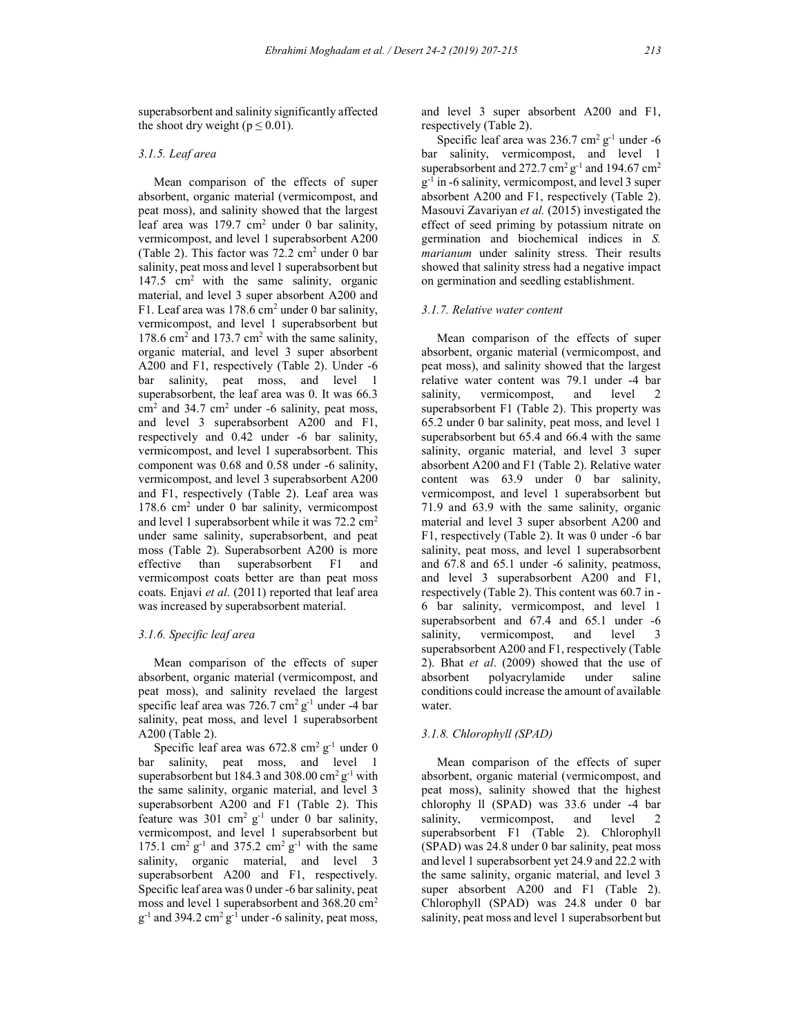superabsorbent and salinity significantly affected the shoot dry weight ($p \leq 0.01$).

### 3.1.5. Leaf area

Mean comparison of the effects of super absorbent, organic material (vermicompost, and peat moss), and salinity showed that the largest leaf area was 179.7 $cm^2$ under 0 bar salinity, vermicompost, and level 1 superabsorbent A200 (Table 2). This factor was 72.2 $cm^2$ under 0 bar salinity, peat moss and level 1 superabsorbent but 147.5 $cm^2$ with the same salinity, organic material, and level 3 super absorbent A200 and F1. Leaf area was 178.6 $cm^2$ under 0 bar salinity, vermicompost, and level 1 superabsorbent but 178.6 $cm^2$ and 173.7 $cm^2$ with the same salinity, organic material, and level 3 super absorbent A200 and F1, respectively (Table 2). Under -6 bar salinity, peat moss, and level 1 superabsorbent, the leaf area was 0. It was 66.3 $cm^2$ and 34.7 $cm^2$ under -6 salinity, peat moss, and level 3 superabsorbent A200 and F1, respectively and 0.42 under -6 bar salinity, vermicompost, and level 1 superabsorbent. This component was 0.68 and 0.58 under -6 salinity, vermicompost, and level 3 superabsorbent A200 and F1, respectively (Table 2). Leaf area was 178.6 $cm^2$ under 0 bar salinity, vermicompost and level 1 superabsorbent while it was 72.2 $cm^2$ under same salinity, superabsorbent, and peat moss (Table 2). Superabsorbent A200 is more effective than superabsorbent F1 and vermicompost coats better are than peat moss coats. Enjavi *et al*. (2011) reported that leaf area was increased by superabsorbent material.

### 3.1.6. Specific leaf area

Mean comparison of the effects of super absorbent, organic material (vermicompost, and peat moss), and salinity revelaed the largest specific leaf area was 726.7 $cm^2 g^{-1}$ under -4 bar salinity, peat moss, and level 1 superabsorbent A200 (Table 2).

Specific leaf area was 672.8 $cm^2 g^{-1}$ under 0 bar salinity, peat moss, and level 1 superabsorbent but 184.3 and 308.00 $cm^2 g^{-1}$ with the same salinity, organic material, and level 3 superabsorbent A200 and F1 (Table 2). This feature was 301 $cm^2 g^{-1}$ under 0 bar salinity, vermicompost, and level 1 superabsorbent but 175.1 $cm^2 g^{-1}$ and 375.2 $cm^2 g^{-1}$ with the same salinity, organic material, and level 3 superabsorbent A200 and F1, respectively. Specific leaf area was 0 under -6 bar salinity, peat moss and level 1 superabsorbent and 368.20 $cm^2 g^{-1}$ and 394.2 $cm^2 g^{-1}$ under -6 salinity, peat moss, and level 3 super absorbent A200 and F1, respectively (Table 2).

Specific leaf area was 236.7 $cm^2 g^{-1}$ under -6 bar salinity, vermicompost, and level 1 superabsorbent and 272.7 $cm^2 g^{-1}$ and 194.67 $cm^2 g^{-1}$ in -6 salinity, vermicompost, and level 3 super absorbent A200 and F1, respectively (Table 2). Masouvi Zavariyan *et al.* (2015) investigated the effect of seed priming by potassium nitrate on germination and biochemical indices in *S. marianum* under salinity stress. Their results showed that salinity stress had a negative impact on germination and seedling establishment.

### 3.1.7. Relative water content

Mean comparison of the effects of super absorbent, organic material (vermicompost, and peat moss), and salinity showed that the largest relative water content was 79.1 under -4 bar salinity, vermicompost, and level 2 superabsorbent F1 (Table 2). This property was 65.2 under 0 bar salinity, peat moss, and level 1 superabsorbent but 65.4 and 66.4 with the same salinity, organic material, and level 3 super absorbent A200 and F1 (Table 2). Relative water content was 63.9 under 0 bar salinity, vermicompost, and level 1 superabsorbent but 71.9 and 63.9 with the same salinity, organic material and level 3 super absorbent A200 and F1, respectively (Table 2). It was 0 under -6 bar salinity, peat moss, and level 1 superabsorbent and 67.8 and 65.1 under -6 salinity, peatmoss, and level 3 superabsorbent A200 and F1, respectively (Table 2). This content was 60.7 in -6 bar salinity, vermicompost, and level 1 superabsorbent and 67.4 and 65.1 under -6 salinity, vermicompost, and level 3 superabsorbent A200 and F1, respectively (Table 2). Bhat *et al*. (2009) showed that the use of absorbent polyacrylamide under saline conditions could increase the amount of available water.

### 3.1.8. Chlorophyll (SPAD)

Mean comparison of the effects of super absorbent, organic material (vermicompost, and peat moss), salinity showed that the highest chlorophy ll (SPAD) was 33.6 under -4 bar salinity, vermicompost, and level 2 superabsorbent F1 (Table 2). Chlorophyll (SPAD) was 24.8 under 0 bar salinity, peat moss and level 1 superabsorbent yet 24.9 and 22.2 with the same salinity, organic material, and level 3 super absorbent A200 and F1 (Table 2). Chlorophyll (SPAD) was 24.8 under 0 bar salinity, peat moss and level 1 superabsorbent but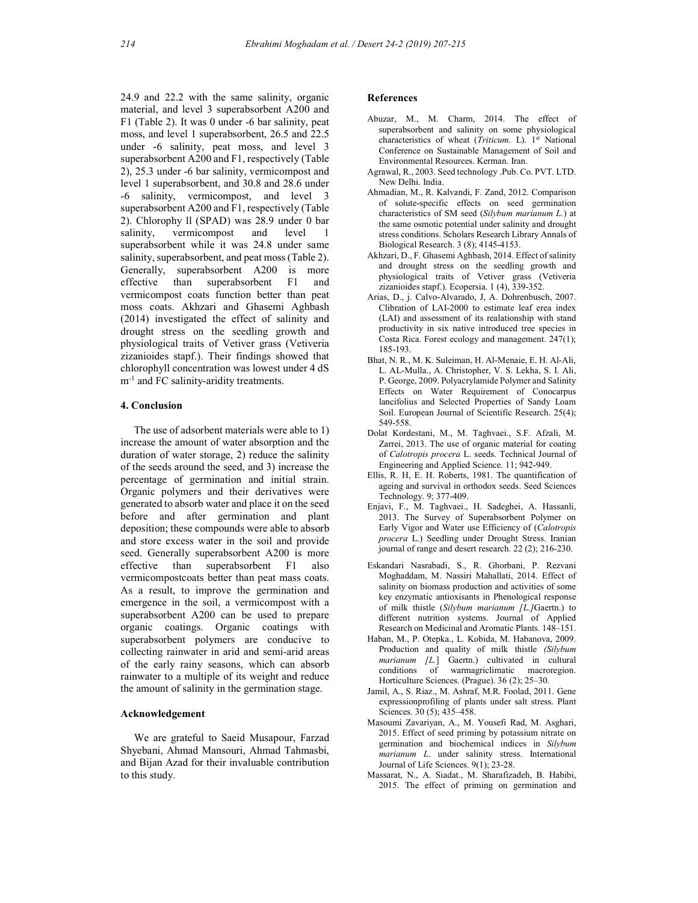24.9 and 22.2 with the same salinity, organic material, and level 3 superabsorbent A200 and F1 (Table 2). It was 0 under -6 bar salinity, peat moss, and level 1 superabsorbent, 26.5 and 22.5 under -6 salinity, peat moss, and level 3 superabsorbent A200 and F1, respectively (Table 2), 25.3 under -6 bar salinity, vermicompost and level 1 superabsorbent, and 30.8 and 28.6 under -6 salinity, vermicompost, and level 3 superabsorbent A200 and F1, respectively (Table 2). Chlorophy ll (SPAD) was 28.9 under 0 bar salinity, vermicompost and level 1 superabsorbent while it was 24.8 under same salinity, superabsorbent, and peat moss (Table 2). Generally, superabsorbent A200 is more effective than superabsorbent F1 and vermicompost coats function better than peat moss coats. Akhzari and Ghasemi Aghbash (2014) investigated the effect of salinity and drought stress on the seedling growth and physiological traits of Vetiver grass (Vetiveria zizanioides stapf.). Their findings showed that chlorophyll concentration was lowest under 4 dS $m^{-1}$ and FC salinity-aridity treatments.

## 4. Conclusion

The use of adsorbent materials were able to 1) increase the amount of water absorption and the duration of water storage, 2) reduce the salinity of the seeds around the seed, and 3) increase the percentage of germination and initial strain. Organic polymers and their derivatives were generated to absorb water and place it on the seed before and after germination and plant deposition; these compounds were able to absorb and store excess water in the soil and provide seed. Generally superabsorbent A200 is more effective than superabsorbent F1 also vermicompostcoats better than peat mass coats. As a result, to improve the germination and emergence in the soil, a vermicompost with a superabsorbent A200 can be used to prepare organic coatings. Organic coatings with superabsorbent polymers are conducive to collecting rainwater in arid and semi-arid areas of the early rainy seasons, which can absorb rainwater to a multiple of its weight and reduce the amount of salinity in the germination stage.

## Acknowledgement

We are grateful to Saeid Musapour, Farzad Shyebani, Ahmad Mansouri, Ahmad Tahmasbi, and Bijan Azad for their invaluable contribution to this study.

## References

Abuzar, M., M. Charm, 2014. The effect of superabsorbent and salinity on some physiological characteristics of wheat (*Triticum*. L). 1st National Conference on Sustainable Management of Soil and Environmental Resources. Kerman. Iran.

Agrawal, R., 2003. Seed technology .Pub. Co. PVT. LTD. New Delhi. India.

Ahmadian, M., R. Kalvandi, F. Zand, 2012. Comparison of solute-specific effects on seed germination characteristics of SM seed (*Silybum marianum L.*) at the same osmotic potential under salinity and drought stress conditions. Scholars Research Library Annals of Biological Research. 3 (8); 4145-4153.

Akhzari, D., F. Ghasemi Aghbash, 2014. Effect of salinity and drought stress on the seedling growth and physiological traits of Vetiver grass (Vetiveria zizanioides stapf.). Ecopersia. 1 (4), 339-352.

Arias, D., j. Calvo-Alvarado, J, A. Dohrenbusch, 2007. Clibration of LAI-2000 to estimate leaf erea index (LAI) and assessment of its realationship with stand productivity in six native introduced tree species in Costa Rica. Forest ecology and management. 247(1); 185-193.

Bhat, N. R., M. K. Suleiman, H. Al-Menaie, E. H. Al-Ali, L. AL-Mulla., A. Christopher, V. S. Lekha, S. I. Ali, P. George, 2009. Polyacrylamide Polymer and Salinity Effects on Water Requirement of Conocarpus lancifolius and Selected Properties of Sandy Loam Soil. European Journal of Scientific Research. 25(4); 549-558.

Dolat Kordestani, M., M. Taghvaei., S.F. Afzali, M. Zarrei, 2013. The use of organic material for coating of *Calotropis procera* L. seeds. Technical Journal of Engineering and Applied Science. 11; 942-949.

Ellis, R. H, E. H. Roberts, 1981. The quantification of ageing and survival in orthodox seeds. Seed Sciences Technology. 9; 377-409.

Enjavi, F., M. Taghvaei., H. Sadeghei, A. Hassanli, 2013. The Survey of Superabsorbent Polymer on Early Vigor and Water use Efficiency of (*Calotropis procera* L.) Seedling under Drought Stress. Iranian journal of range and desert research. 22 (2); 216-230.

Eskandari Nasrabadi, S., R. Ghorbani, P. Rezvani Moghaddam, M. Nassiri Mahallati, 2014. Effect of salinity on biomass production and activities of some key enzymatic antioxisants in Phenological response of milk thistle (*Silybum marianum [L.]*Gaertn.) to different nutrition systems. Journal of Applied Research on Medicinal and Aromatic Plants. 148–151.

Haban, M., P. Otepka., L. Kobida, M. Habanova, 2009. Production and quality of milk thistle *(Silybum marianum [L.]* Gaertn.) cultivated in cultural conditions of warmagriclimatic macroregion. Horticulture Sciences. (Prague). 36 (2); 25–30.

Jamil, A., S. Riaz., M. Ashraf, M.R. Foolad, 2011. Gene expressionprofiling of plants under salt stress. Plant Sciences. 30 (5); 435–458.

Masoumi Zavariyan, A., M. Yousefi Rad, M. Asghari, 2015. Effect of seed priming by potassium nitrate on germination and biochemical indices in *Silybum marianum L*. under salinity stress. International Journal of Life Sciences. 9(1); 23-28.

Massarat, N., A. Siadat., M. Sharafizadeh, B. Habibi, 2015. The effect of priming on germination and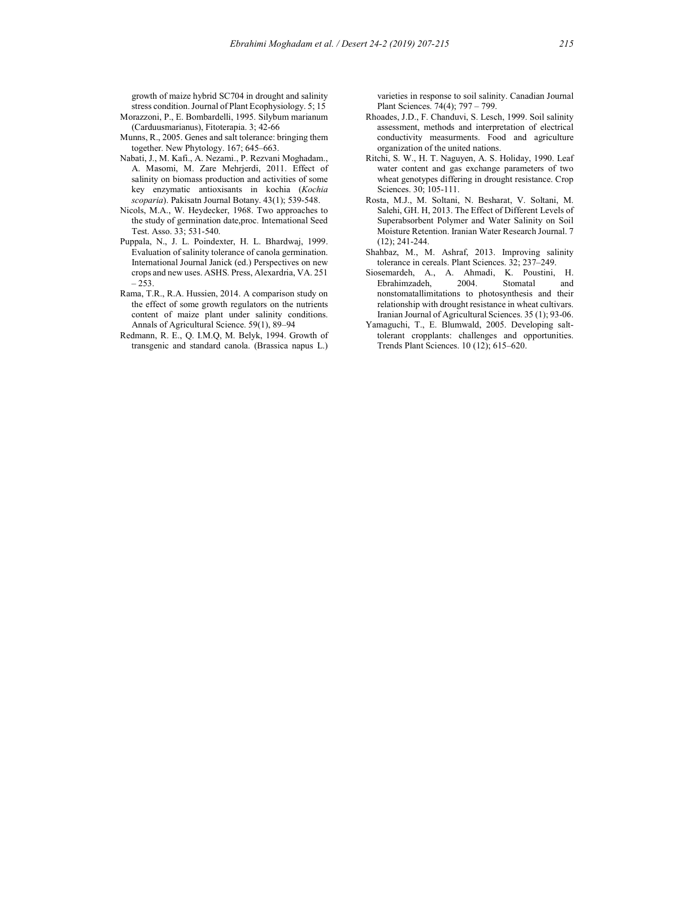growth of maize hybrid SC704 in drought and salinity stress condition. Journal of Plant Ecophysiology. 5; 15

Morazzoni, P., E. Bombardelli, 1995. Silybum marianum (Carduusmarianus), Fitoterapia. 3; 42-66

Munns, R., 2005. Genes and salt tolerance: bringing them together. New Phytology. 167; 645–663.

Nabati, J., M. Kafi., A. Nezami., P. Rezvani Moghadam., A. Masomi, M. Zare Mehrjerdi, 2011. Effect of salinity on biomass production and activities of some key enzymatic antioxisants in kochia (*Kochia scoparia*). Pakisatn Journal Botany. 43(1); 539-548.

Nicols, M.A., W. Heydecker, 1968. Two approaches to the study of germination date,proc. International Seed Test. Asso. 33; 531-540.

Puppala, N., J. L. Poindexter, H. L. Bhardwaj, 1999. Evaluation of salinity tolerance of canola germination. International Journal Janick (ed.) Perspectives on new crops and new uses. ASHS. Press, Alexardria, VA. 251 – 253.

Rama, T.R., R.A. Hussien, 2014. A comparison study on the effect of some growth regulators on the nutrients content of maize plant under salinity conditions. Annals of Agricultural Science. 59(1), 89–94

Redmann, R. E., Q. I.M.Q, M. Belyk, 1994. Growth of transgenic and standard canola. (Brassica napus L.) varieties in response to soil salinity. Canadian Journal Plant Sciences. 74(4); 797 – 799.

Rhoades, J.D., F. Chanduvi, S. Lesch, 1999. Soil salinity assessment, methods and interpretation of electrical conductivity measurments. Food and agriculture organization of the united nations.

Ritchi, S. W., H. T. Naguyen, A. S. Holiday, 1990. Leaf water content and gas exchange parameters of two wheat genotypes differing in drought resistance. Crop Sciences. 30; 105-111.

Rosta, M.J., M. Soltani, N. Besharat, V. Soltani, M. Salehi, GH. H, 2013. The Effect of Different Levels of Superabsorbent Polymer and Water Salinity on Soil Moisture Retention. Iranian Water Research Journal. 7 (12); 241-244.

Shahbaz, M., M. Ashraf, 2013. Improving salinity tolerance in cereals. Plant Sciences. 32; 237–249.

Siosemardeh, A., A. Ahmadi, K. Poustini, H. Ebrahimzadeh, 2004. Stomatal and nonstomatallimitations to photosynthesis and their relationship with drought resistance in wheat cultivars. Iranian Journal of Agricultural Sciences. 35 (1); 93-06.

Yamaguchi, T., E. Blumwald, 2005. Developing salt-tolerant cropplants: challenges and opportunities. Trends Plant Sciences. 10 (12); 615–620.